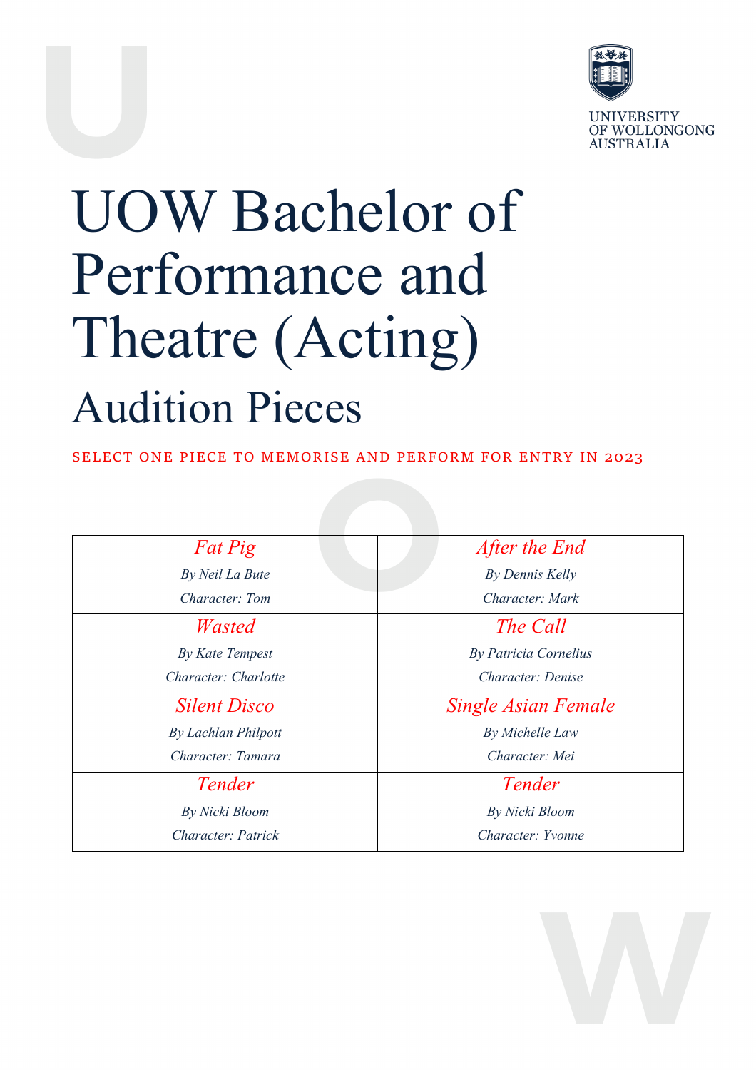UNIVERSITY OF WOLLONGONG AUSTRALIA

# UOW Bachelor of Performance and Theatre (Acting)

## Audition Pieces

SELECT ONE PIECE TO MEMORISE AND PERFORM FOR ENTRY IN 2023

| | |
|---|---|
| *Fat Pig*<br>*By Neil La Bute*<br>*Character: Tom* | *After the End*<br>*By Dennis Kelly*<br>*Character: Mark* |
| *Wasted*<br>*By Kate Tempest*<br>*Character: Charlotte* | *The Call*<br>*By Patricia Cornelius*<br>*Character: Denise* |
| *Silent Disco*<br>*By Lachlan Philpott*<br>*Character: Tamara* | *Single Asian Female*<br>*By Michelle Law*<br>*Character: Mei* |
| *Tender*<br>*By Nicki Bloom*<br>*Character: Patrick* | *Tender*<br>*By Nicki Bloom*<br>*Character: Yvonne* |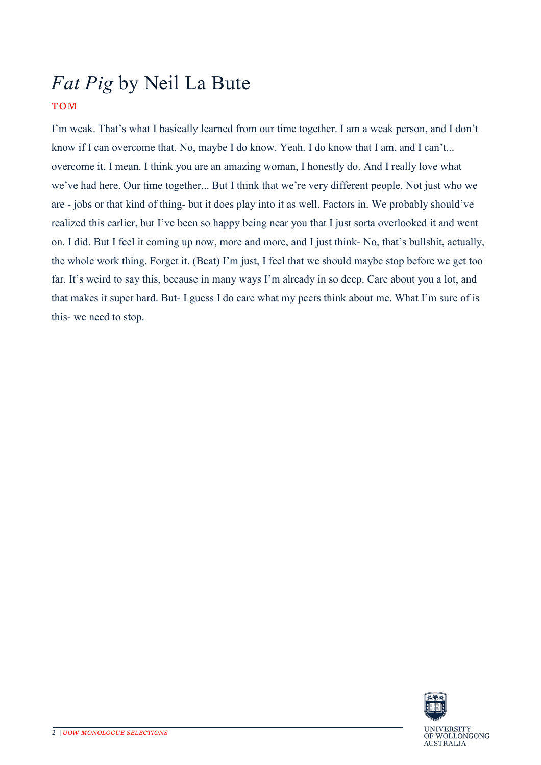# *Fat Pig* by Neil La Bute

**TOM**

I'm weak. That's what I basically learned from our time together. I am a weak person, and I don't know if I can overcome that. No, maybe I do know. Yeah. I do know that I am, and I can't... overcome it, I mean. I think you are an amazing woman, I honestly do. And I really love what we've had here. Our time together... But I think that we're very different people. Not just who we are - jobs or that kind of thing- but it does play into it as well. Factors in. We probably should've realized this earlier, but I've been so happy being near you that I just sorta overlooked it and went on. I did. But I feel it coming up now, more and more, and I just think- No, that's bullshit, actually, the whole work thing. Forget it. (Beat) I'm just, I feel that we should maybe stop before we get too far. It's weird to say this, because in many ways I'm already in so deep. Care about you a lot, and that makes it super hard. But- I guess I do care what my peers think about me. What I'm sure of is this- we need to stop.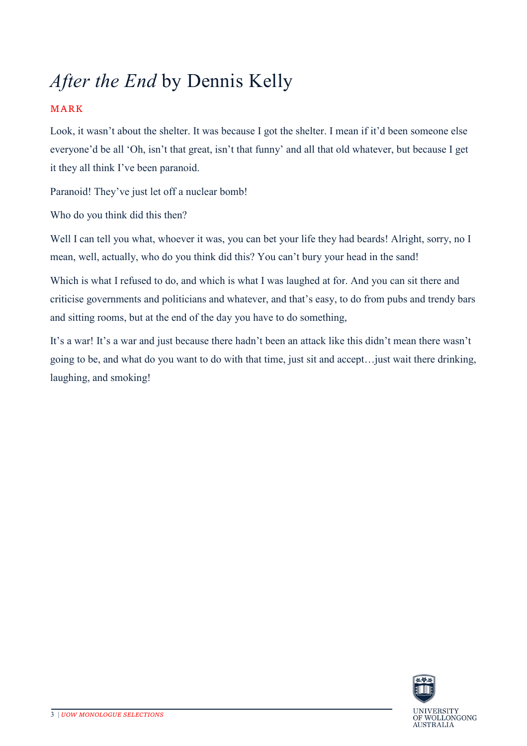# *After the End* by Dennis Kelly

MARK

Look, it wasn't about the shelter. It was because I got the shelter. I mean if it'd been someone else everyone'd be all 'Oh, isn't that great, isn't that funny' and all that old whatever, but because I get it they all think I've been paranoid.

Paranoid! They've just let off a nuclear bomb!

Who do you think did this then?

Well I can tell you what, whoever it was, you can bet your life they had beards! Alright, sorry, no I mean, well, actually, who do you think did this? You can't bury your head in the sand!

Which is what I refused to do, and which is what I was laughed at for. And you can sit there and criticise governments and politicians and whatever, and that's easy, to do from pubs and trendy bars and sitting rooms, but at the end of the day you have to do something,

It's a war! It's a war and just because there hadn't been an attack like this didn't mean there wasn't going to be, and what do you want to do with that time, just sit and accept…just wait there drinking, laughing, and smoking!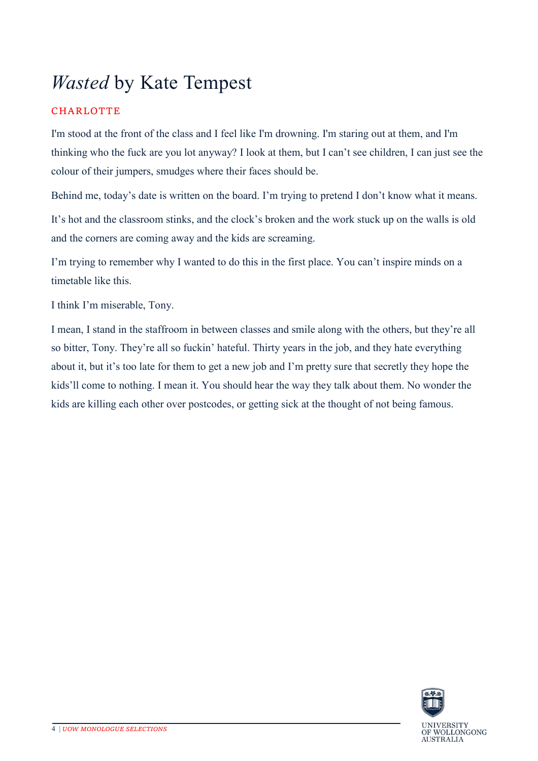# *Wasted* by Kate Tempest

CHARLOTTE

I'm stood at the front of the class and I feel like I'm drowning. I'm staring out at them, and I'm thinking who the fuck are you lot anyway? I look at them, but I can't see children, I can just see the colour of their jumpers, smudges where their faces should be.

Behind me, today's date is written on the board. I'm trying to pretend I don't know what it means.

It's hot and the classroom stinks, and the clock's broken and the work stuck up on the walls is old and the corners are coming away and the kids are screaming.

I'm trying to remember why I wanted to do this in the first place. You can't inspire minds on a timetable like this.

I think I'm miserable, Tony.

I mean, I stand in the staffroom in between classes and smile along with the others, but they're all so bitter, Tony. They're all so fuckin' hateful. Thirty years in the job, and they hate everything about it, but it's too late for them to get a new job and I'm pretty sure that secretly they hope the kids'll come to nothing. I mean it. You should hear the way they talk about them. No wonder the kids are killing each other over postcodes, or getting sick at the thought of not being famous.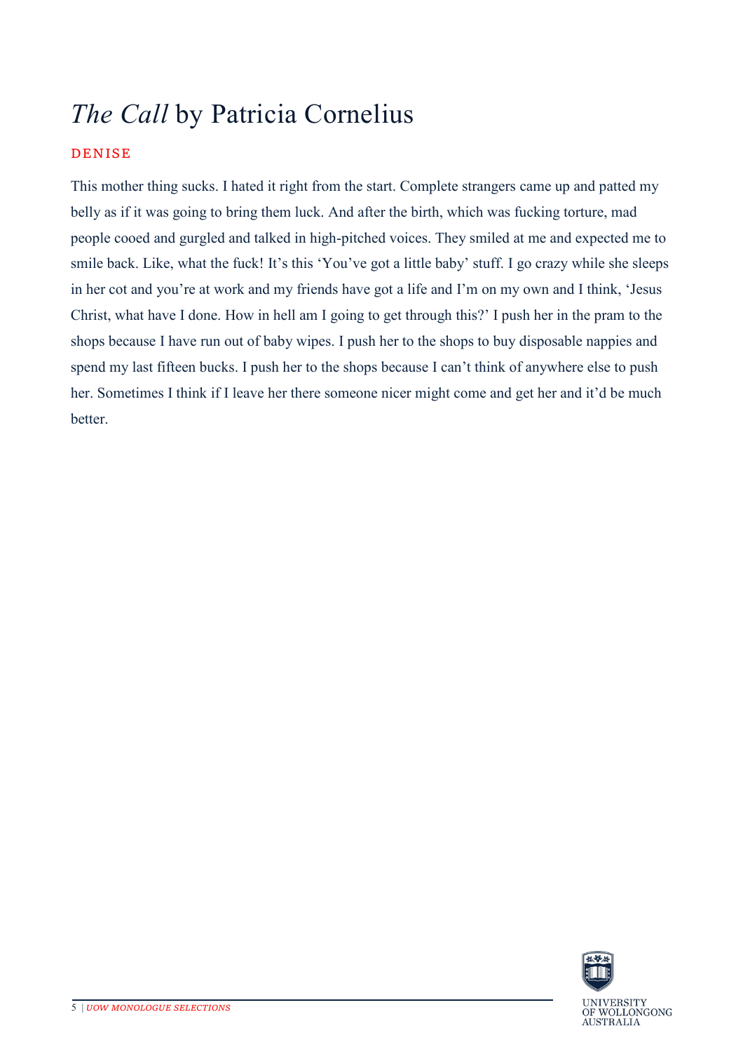# *The Call* by Patricia Cornelius

DENISE

This mother thing sucks. I hated it right from the start. Complete strangers came up and patted my belly as if it was going to bring them luck. And after the birth, which was fucking torture, mad people cooed and gurgled and talked in high-pitched voices. They smiled at me and expected me to smile back. Like, what the fuck! It's this 'You've got a little baby' stuff. I go crazy while she sleeps in her cot and you're at work and my friends have got a life and I'm on my own and I think, 'Jesus Christ, what have I done. How in hell am I going to get through this?' I push her in the pram to the shops because I have run out of baby wipes. I push her to the shops to buy disposable nappies and spend my last fifteen bucks. I push her to the shops because I can't think of anywhere else to push her. Sometimes I think if I leave her there someone nicer might come and get her and it'd be much better.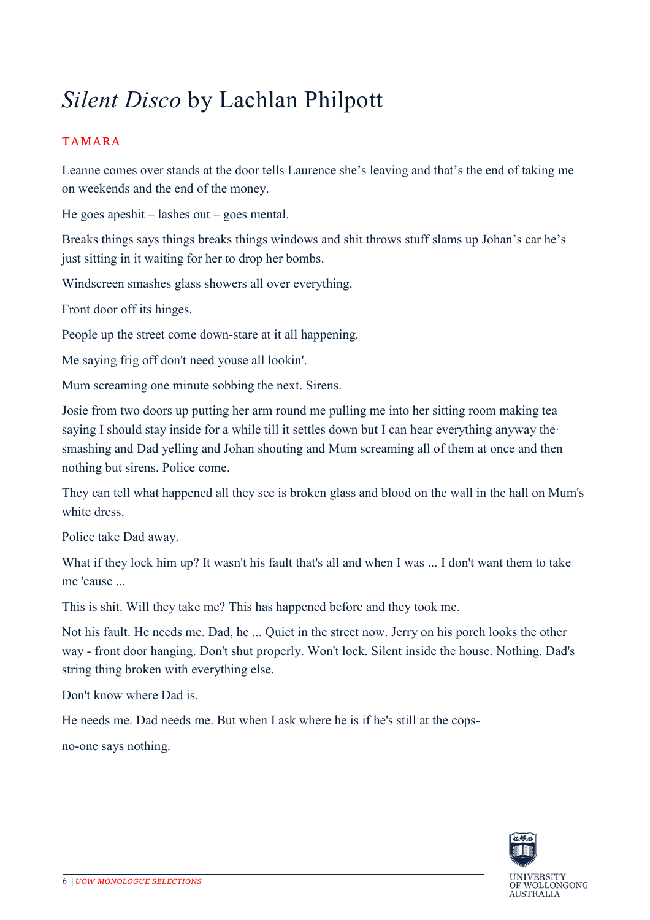# *Silent Disco* by Lachlan Philpott

TAMARA

Leanne comes over stands at the door tells Laurence she's leaving and that's the end of taking me on weekends and the end of the money.

He goes apeshit – lashes out – goes mental.

Breaks things says things breaks things windows and shit throws stuff slams up Johan's car he's just sitting in it waiting for her to drop her bombs.

Windscreen smashes glass showers all over everything.

Front door off its hinges.

People up the street come down-stare at it all happening.

Me saying frig off don't need youse all lookin'.

Mum screaming one minute sobbing the next. Sirens.

Josie from two doors up putting her arm round me pulling me into her sitting room making tea saying I should stay inside for a while till it settles down but I can hear everything anyway the smashing and Dad yelling and Johan shouting and Mum screaming all of them at once and then nothing but sirens. Police come.

They can tell what happened all they see is broken glass and blood on the wall in the hall on Mum's white dress.

Police take Dad away.

What if they lock him up? It wasn't his fault that's all and when I was ... I don't want them to take me 'cause ...

This is shit. Will they take me? This has happened before and they took me.

Not his fault. He needs me. Dad, he ... Quiet in the street now. Jerry on his porch looks the other way - front door hanging. Don't shut properly. Won't lock. Silent inside the house. Nothing. Dad's string thing broken with everything else.

Don't know where Dad is.

He needs me. Dad needs me. But when I ask where he is if he's still at the cops-

no-one says nothing.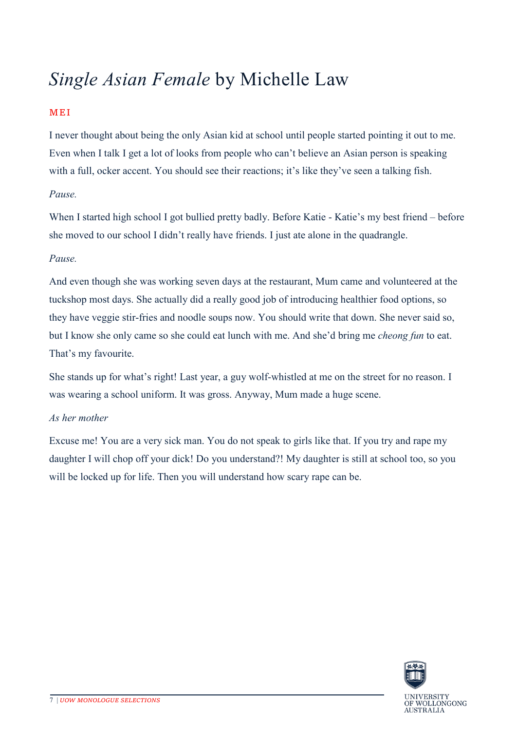# *Single Asian Female* by Michelle Law

## MEI

I never thought about being the only Asian kid at school until people started pointing it out to me. Even when I talk I get a lot of looks from people who can't believe an Asian person is speaking with a full, ocker accent. You should see their reactions; it's like they've seen a talking fish.

*Pause.*

When I started high school I got bullied pretty badly. Before Katie - Katie's my best friend – before she moved to our school I didn't really have friends. I just ate alone in the quadrangle.

*Pause.*

And even though she was working seven days at the restaurant, Mum came and volunteered at the tuckshop most days. She actually did a really good job of introducing healthier food options, so they have veggie stir-fries and noodle soups now. You should write that down. She never said so, but I know she only came so she could eat lunch with me. And she'd bring me *cheong fun* to eat. That's my favourite.

She stands up for what's right! Last year, a guy wolf-whistled at me on the street for no reason. I was wearing a school uniform. It was gross. Anyway, Mum made a huge scene.

*As her mother*

Excuse me! You are a very sick man. You do not speak to girls like that. If you try and rape my daughter I will chop off your dick! Do you understand?! My daughter is still at school too, so you will be locked up for life. Then you will understand how scary rape can be.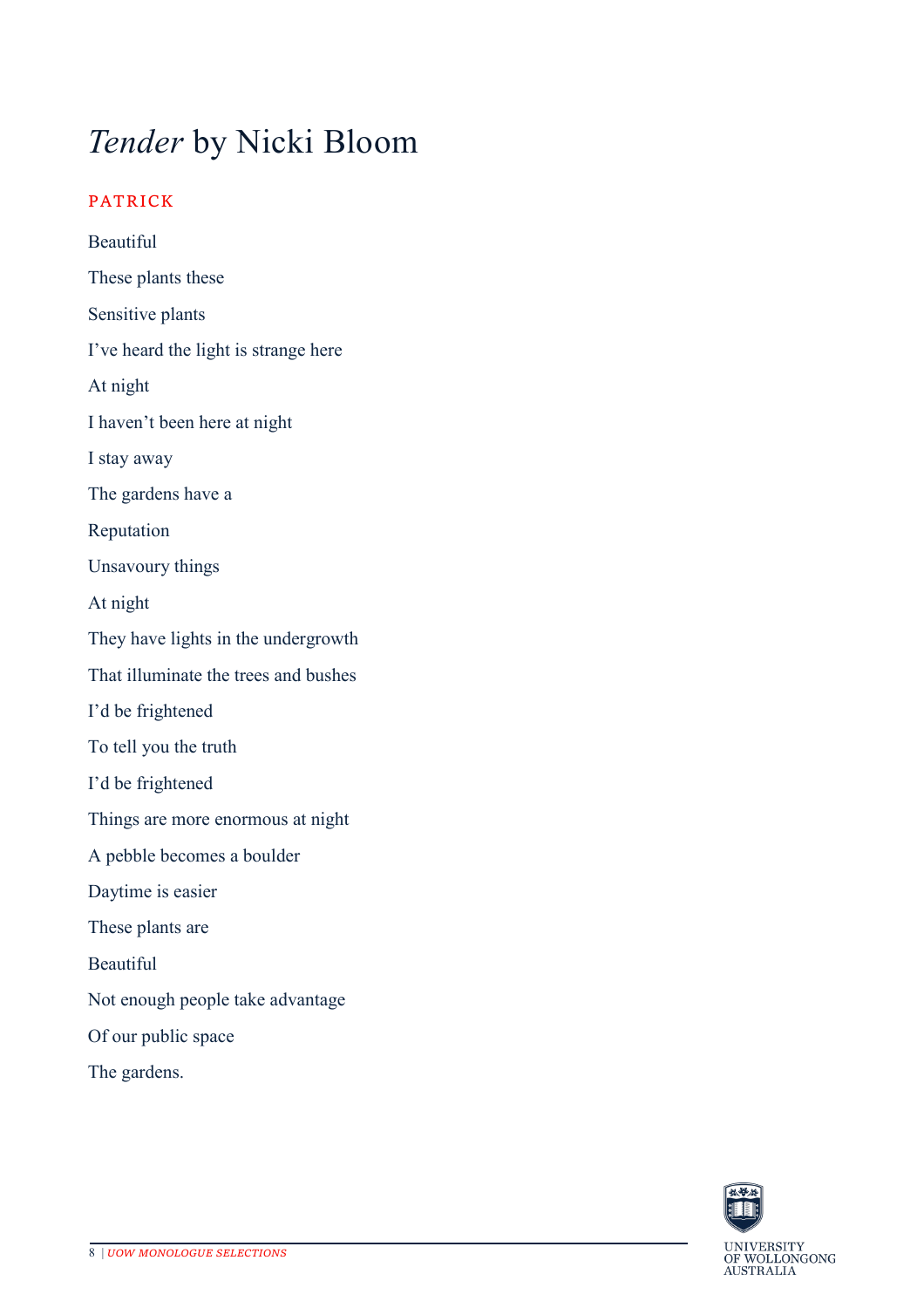# *Tender* by Nicki Bloom

PATRICK

Beautiful

These plants these

Sensitive plants

I've heard the light is strange here

At night

I haven't been here at night

I stay away

The gardens have a

Reputation

Unsavoury things

At night

They have lights in the undergrowth

That illuminate the trees and bushes

I'd be frightened

To tell you the truth

I'd be frightened

Things are more enormous at night

A pebble becomes a boulder

Daytime is easier

These plants are

Beautiful

Not enough people take advantage

Of our public space

The gardens.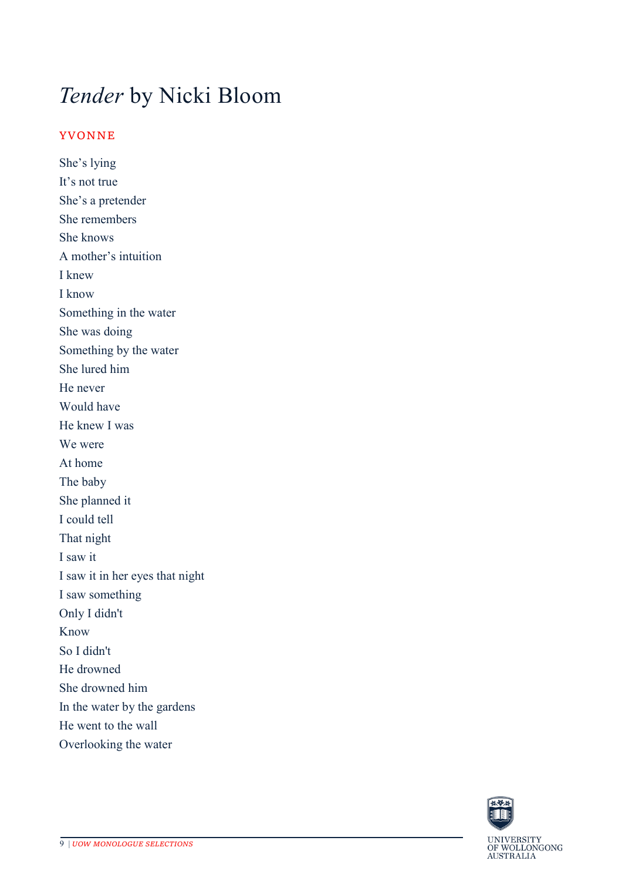# *Tender* by Nicki Bloom

YVONNE

She's lying  
It's not true  
She's a pretender  
She remembers  
She knows  
A mother's intuition  
I knew  
I know  
Something in the water  
She was doing  
Something by the water  
She lured him  
He never  
Would have  
He knew I was  
We were  
At home  
The baby  
She planned it  
I could tell  
That night  
I saw it  
I saw it in her eyes that night  
I saw something  
Only I didn't  
Know  
So I didn't  
He drowned  
She drowned him  
In the water by the gardens  
He went to the wall  
Overlooking the water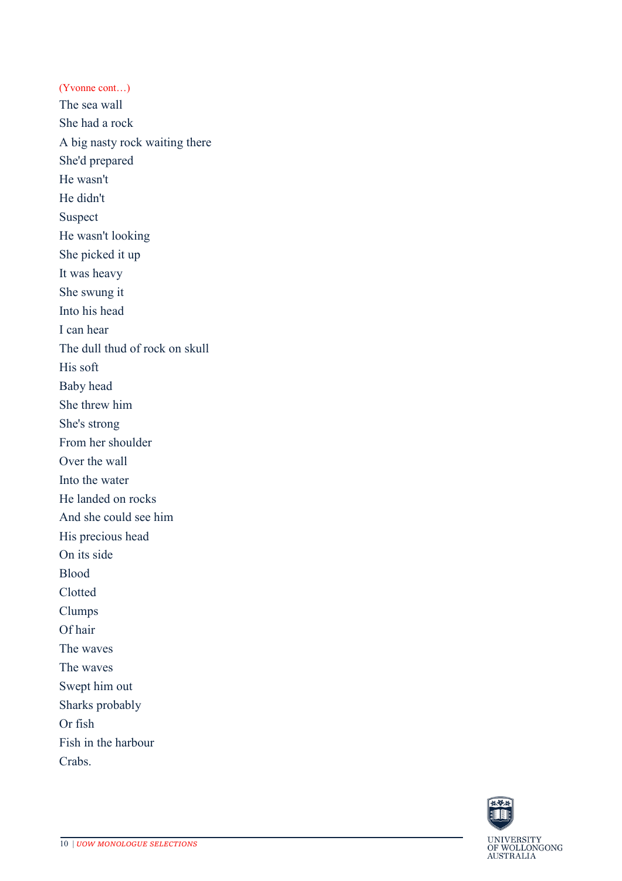(Yvonne cont…)

The sea wall
She had a rock
A big nasty rock waiting there
She'd prepared
He wasn't
He didn't
Suspect
He wasn't looking
She picked it up
It was heavy
She swung it
Into his head
I can hear
The dull thud of rock on skull
His soft
Baby head
She threw him
She's strong
From her shoulder
Over the wall
Into the water
He landed on rocks
And she could see him
His precious head
On its side
Blood
Clotted
Clumps
Of hair
The waves
The waves
Swept him out
Sharks probably
Or fish
Fish in the harbour
Crabs.